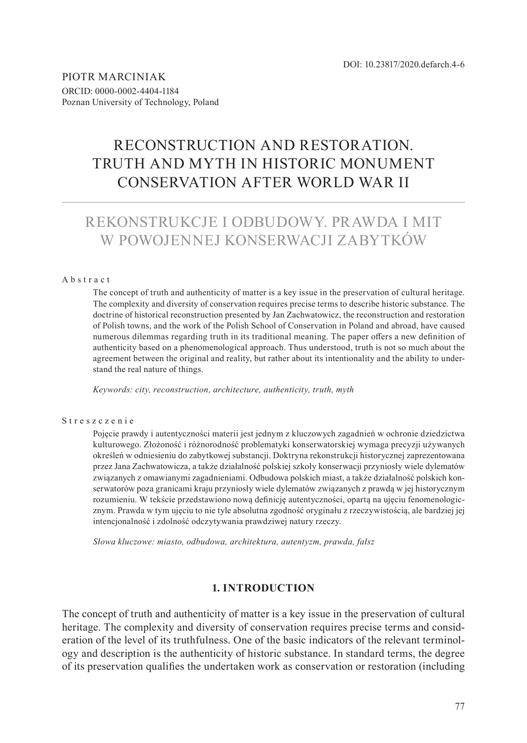DOI: 10.23817/2020.defarch.4-6

PIOTR MARCINIAK

ORCID: 0000-0002-4404-1184

Poznan University of Technology, Poland

# RECONSTRUCTION AND RESTORATION. TRUTH AND MYTH IN HISTORIC MONUMENT CONSERVATION AFTER WORLD WAR II

# REKONSTRUKCJE I ODBUDOWY. PRAWDA I MIT W POWOJENNEJ KONSERWACJI ZABYTKÓW

Abstract

The concept of truth and authenticity of matter is a key issue in the preservation of cultural heritage. The complexity and diversity of conservation requires precise terms to describe historic substance. The doctrine of historical reconstruction presented by Jan Zachwatowicz, the reconstruction and restoration of Polish towns, and the work of the Polish School of Conservation in Poland and abroad, have caused numerous dilemmas regarding truth in its traditional meaning. The paper offers a new definition of authenticity based on a phenomenological approach. Thus understood, truth is not so much about the agreement between the original and reality, but rather about its intentionality and the ability to understand the real nature of things.

*Keywords: city, reconstruction, architecture, authenticity, truth, myth*

Streszczenie

Pojęcie prawdy i autentyczności materii jest jednym z kluczowych zagadnień w ochronie dziedzictwa kulturowego. Złożoność i różnorodność problematyki konserwatorskiej wymaga precyzji używanych określeń w odniesieniu do zabytkowej substancji. Doktryna rekonstrukcji historycznej zaprezentowana przez Jana Zachwatowicza, a także działalność polskiej szkoły konserwacji przyniosły wiele dylematów związanych z omawianymi zagadnieniami. Odbudowa polskich miast, a także działalność polskich konserwatorów poza granicami kraju przyniosły wiele dylematów związanych z prawdą w jej historycznym rozumieniu. W tekście przedstawiono nową definicję autentyczności, opartą na ujęciu fenomenologicznym. Prawda w tym ujęciu to nie tyle absolutna zgodność oryginału z rzeczywistością, ale bardziej jej intencjonalność i zdolność odczytywania prawdziwej natury rzeczy.

*Słowa kluczowe: miasto, odbudowa, architektura, autentyzm, prawda, fałsz*

## 1. INTRODUCTION

The concept of truth and authenticity of matter is a key issue in the preservation of cultural heritage. The complexity and diversity of conservation requires precise terms and consideration of the level of its truthfulness. One of the basic indicators of the relevant terminology and description is the authenticity of historic substance. In standard terms, the degree of its preservation qualifies the undertaken work as conservation or restoration (including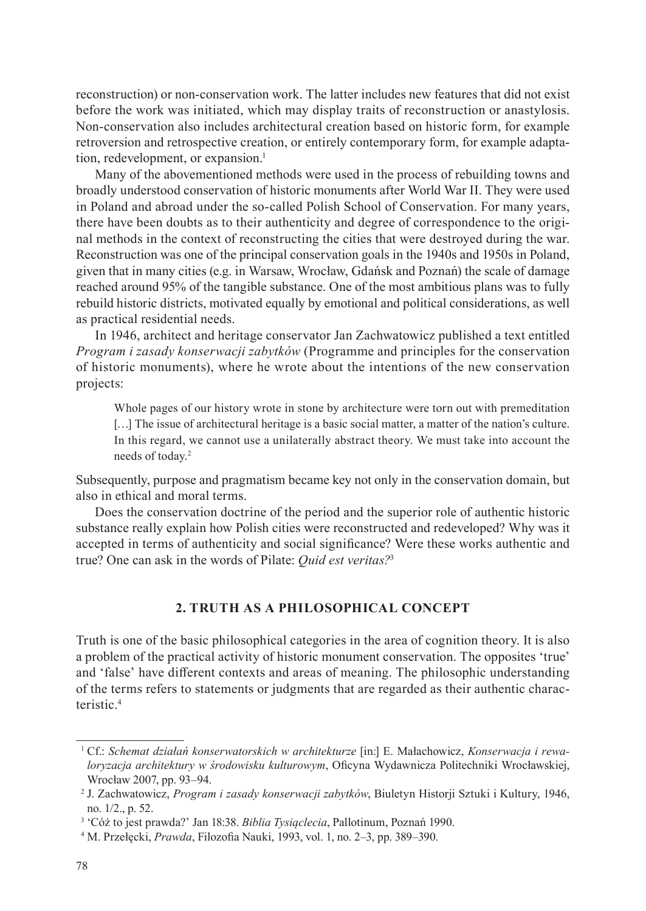reconstruction) or non-conservation work. The latter includes new features that did not exist before the work was initiated, which may display traits of reconstruction or anastylosis. Non-conservation also includes architectural creation based on historic form, for example retroversion and retrospective creation, or entirely contemporary form, for example adaptation, redevelopment, or expansion.[1]

Many of the abovementioned methods were used in the process of rebuilding towns and broadly understood conservation of historic monuments after World War II. They were used in Poland and abroad under the so-called Polish School of Conservation. For many years, there have been doubts as to their authenticity and degree of correspondence to the original methods in the context of reconstructing the cities that were destroyed during the war. Reconstruction was one of the principal conservation goals in the 1940s and 1950s in Poland, given that in many cities (e.g. in Warsaw, Wrocław, Gdańsk and Poznań) the scale of damage reached around 95% of the tangible substance. One of the most ambitious plans was to fully rebuild historic districts, motivated equally by emotional and political considerations, as well as practical residential needs.

In 1946, architect and heritage conservator Jan Zachwatowicz published a text entitled *Program i zasady konserwacji zabytków* (Programme and principles for the conservation of historic monuments), where he wrote about the intentions of the new conservation projects:

> Whole pages of our history wrote in stone by architecture were torn out with premeditation […] The issue of architectural heritage is a basic social matter, a matter of the nation's culture. In this regard, we cannot use a unilaterally abstract theory. We must take into account the needs of today.[2]

Subsequently, purpose and pragmatism became key not only in the conservation domain, but also in ethical and moral terms.

Does the conservation doctrine of the period and the superior role of authentic historic substance really explain how Polish cities were reconstructed and redeveloped? Why was it accepted in terms of authenticity and social significance? Were these works authentic and true? One can ask in the words of Pilate: *Quid est veritas?*[3]

## 2. TRUTH AS A PHILOSOPHICAL CONCEPT

Truth is one of the basic philosophical categories in the area of cognition theory. It is also a problem of the practical activity of historic monument conservation. The opposites 'true' and 'false' have different contexts and areas of meaning. The philosophic understanding of the terms refers to statements or judgments that are regarded as their authentic characteristic.[4]

---

[1] Cf.: *Schemat działań konserwatorskich w architekturze* [in:] E. Małachowicz, *Konserwacja i rewaloryzacja architektury w środowisku kulturowym*, Oficyna Wydawnicza Politechniki Wrocławskiej, Wrocław 2007, pp. 93–94.

[2] J. Zachwatowicz, *Program i zasady konserwacji zabytków*, Biuletyn Historji Sztuki i Kultury, 1946, no. 1/2., p. 52.

[3] 'Cóż to jest prawda?' Jan 18:38. *Biblia Tysiąclecia*, Pallotinum, Poznań 1990.

[4] M. Przełęcki, *Prawda*, Filozofia Nauki, 1993, vol. 1, no. 2–3, pp. 389–390.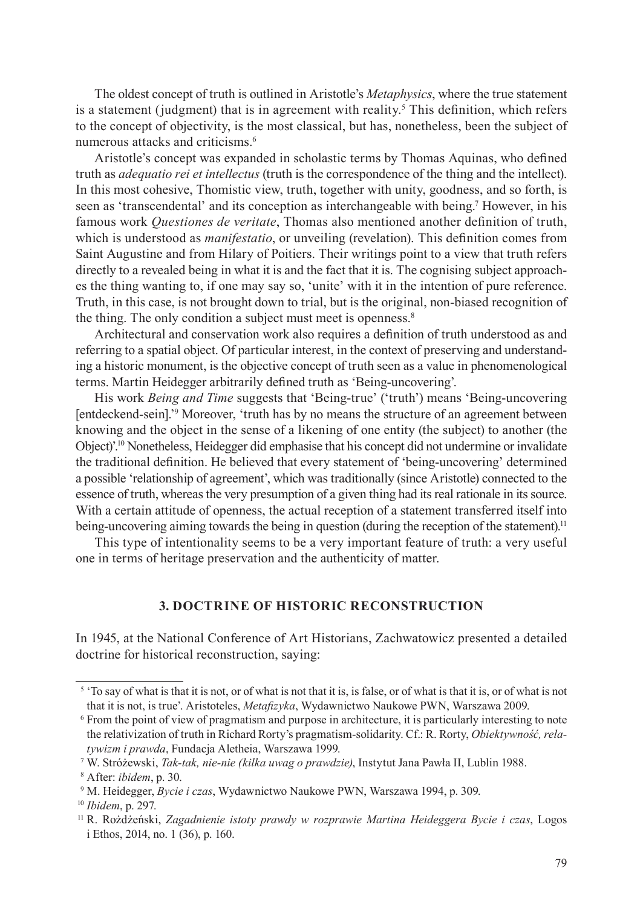The oldest concept of truth is outlined in Aristotle's *Metaphysics*, where the true statement is a statement (judgment) that is in agreement with reality.[5] This definition, which refers to the concept of objectivity, is the most classical, but has, nonetheless, been the subject of numerous attacks and criticisms.[6]

Aristotle's concept was expanded in scholastic terms by Thomas Aquinas, who defined truth as *adequatio rei et intellectus* (truth is the correspondence of the thing and the intellect). In this most cohesive, Thomistic view, truth, together with unity, goodness, and so forth, is seen as 'transcendental' and its conception as interchangeable with being.[7] However, in his famous work *Questiones de veritate*, Thomas also mentioned another definition of truth, which is understood as *manifestatio*, or unveiling (revelation). This definition comes from Saint Augustine and from Hilary of Poitiers. Their writings point to a view that truth refers directly to a revealed being in what it is and the fact that it is. The cognising subject approaches the thing wanting to, if one may say so, 'unite' with it in the intention of pure reference. Truth, in this case, is not brought down to trial, but is the original, non-biased recognition of the thing. The only condition a subject must meet is openness.[8]

Architectural and conservation work also requires a definition of truth understood as and referring to a spatial object. Of particular interest, in the context of preserving and understanding a historic monument, is the objective concept of truth seen as a value in phenomenological terms. Martin Heidegger arbitrarily defined truth as 'Being-uncovering'.

His work *Being and Time* suggests that 'Being-true' ('truth') means 'Being-uncovering [entdeckend-sein].'[9] Moreover, 'truth has by no means the structure of an agreement between knowing and the object in the sense of a likening of one entity (the subject) to another (the Object)'.[10] Nonetheless, Heidegger did emphasise that his concept did not undermine or invalidate the traditional definition. He believed that every statement of 'being-uncovering' determined a possible 'relationship of agreement', which was traditionally (since Aristotle) connected to the essence of truth, whereas the very presumption of a given thing had its real rationale in its source. With a certain attitude of openness, the actual reception of a statement transferred itself into being-uncovering aiming towards the being in question (during the reception of the statement).[11]

This type of intentionality seems to be a very important feature of truth: a very useful one in terms of heritage preservation and the authenticity of matter.

## 3. DOCTRINE OF HISTORIC RECONSTRUCTION

In 1945, at the National Conference of Art Historians, Zachwatowicz presented a detailed doctrine for historical reconstruction, saying:

---

[5] 'To say of what is that it is not, or of what is not that it is, is false, or of what is that it is, or of what is not that it is not, is true'. Aristoteles, *Metafizyka*, Wydawnictwo Naukowe PWN, Warszawa 2009.

[6] From the point of view of pragmatism and purpose in architecture, it is particularly interesting to note the relativization of truth in Richard Rorty's pragmatism-solidarity. Cf.: R. Rorty, *Obiektywność, relatywizm i prawda*, Fundacja Aletheia, Warszawa 1999.

[7] W. Stróżewski, *Tak-tak, nie-nie (kilka uwag o prawdzie)*, Instytut Jana Pawła II, Lublin 1988.

[8] After: *ibidem*, p. 30.

[9] M. Heidegger, *Bycie i czas*, Wydawnictwo Naukowe PWN, Warszawa 1994, p. 309.

[10] *Ibidem*, p. 297.

[11] R. Rożdżeński, *Zagadnienie istoty prawdy w rozprawie Martina Heideggera Bycie i czas*, Logos i Ethos, 2014, no. 1 (36), p. 160.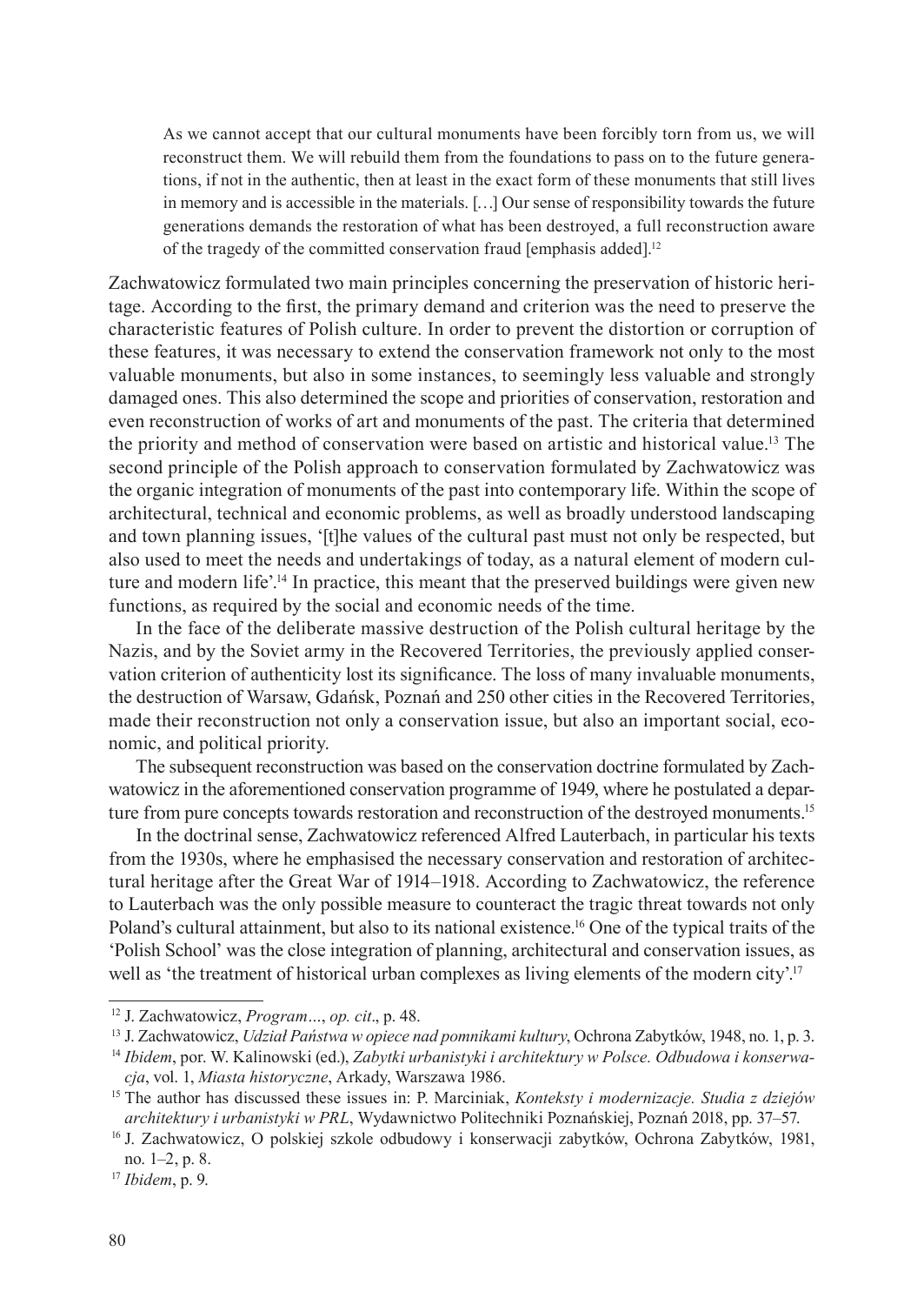> As we cannot accept that our cultural monuments have been forcibly torn from us, we will reconstruct them. We will rebuild them from the foundations to pass on to the future generations, if not in the authentic, then at least in the exact form of these monuments that still lives in memory and is accessible in the materials. […] Our sense of responsibility towards the future generations demands the restoration of what has been destroyed, a full reconstruction aware of the tragedy of the committed conservation fraud [emphasis added].[12]

Zachwatowicz formulated two main principles concerning the preservation of historic heritage. According to the first, the primary demand and criterion was the need to preserve the characteristic features of Polish culture. In order to prevent the distortion or corruption of these features, it was necessary to extend the conservation framework not only to the most valuable monuments, but also in some instances, to seemingly less valuable and strongly damaged ones. This also determined the scope and priorities of conservation, restoration and even reconstruction of works of art and monuments of the past. The criteria that determined the priority and method of conservation were based on artistic and historical value.[13] The second principle of the Polish approach to conservation formulated by Zachwatowicz was the organic integration of monuments of the past into contemporary life. Within the scope of architectural, technical and economic problems, as well as broadly understood landscaping and town planning issues, '[t]he values of the cultural past must not only be respected, but also used to meet the needs and undertakings of today, as a natural element of modern culture and modern life'.[14] In practice, this meant that the preserved buildings were given new functions, as required by the social and economic needs of the time.

In the face of the deliberate massive destruction of the Polish cultural heritage by the Nazis, and by the Soviet army in the Recovered Territories, the previously applied conservation criterion of authenticity lost its significance. The loss of many invaluable monuments, the destruction of Warsaw, Gdańsk, Poznań and 250 other cities in the Recovered Territories, made their reconstruction not only a conservation issue, but also an important social, economic, and political priority.

The subsequent reconstruction was based on the conservation doctrine formulated by Zachwatowicz in the aforementioned conservation programme of 1949, where he postulated a departure from pure concepts towards restoration and reconstruction of the destroyed monuments.[15]

In the doctrinal sense, Zachwatowicz referenced Alfred Lauterbach, in particular his texts from the 1930s, where he emphasised the necessary conservation and restoration of architectural heritage after the Great War of 1914–1918. According to Zachwatowicz, the reference to Lauterbach was the only possible measure to counteract the tragic threat towards not only Poland's cultural attainment, but also to its national existence.[16] One of the typical traits of the 'Polish School' was the close integration of planning, architectural and conservation issues, as well as 'the treatment of historical urban complexes as living elements of the modern city'.[17]

---

[12] J. Zachwatowicz, *Program…*, *op. cit*., p. 48.

[13] J. Zachwatowicz, *Udział Państwa w opiece nad pomnikami kultury*, Ochrona Zabytków, 1948, no. 1, p. 3.

[14] *Ibidem*, por. W. Kalinowski (ed.), *Zabytki urbanistyki i architektury w Polsce. Odbudowa i konserwacja*, vol. 1, *Miasta historyczne*, Arkady, Warszawa 1986.

[15] The author has discussed these issues in: P. Marciniak, *Konteksty i modernizacje. Studia z dziejów architektury i urbanistyki w PRL*, Wydawnictwo Politechniki Poznańskiej, Poznań 2018, pp. 37–57.

[16] J. Zachwatowicz, O polskiej szkole odbudowy i konserwacji zabytków, Ochrona Zabytków, 1981, no. 1–2, p. 8.

[17] *Ibidem*, p. 9.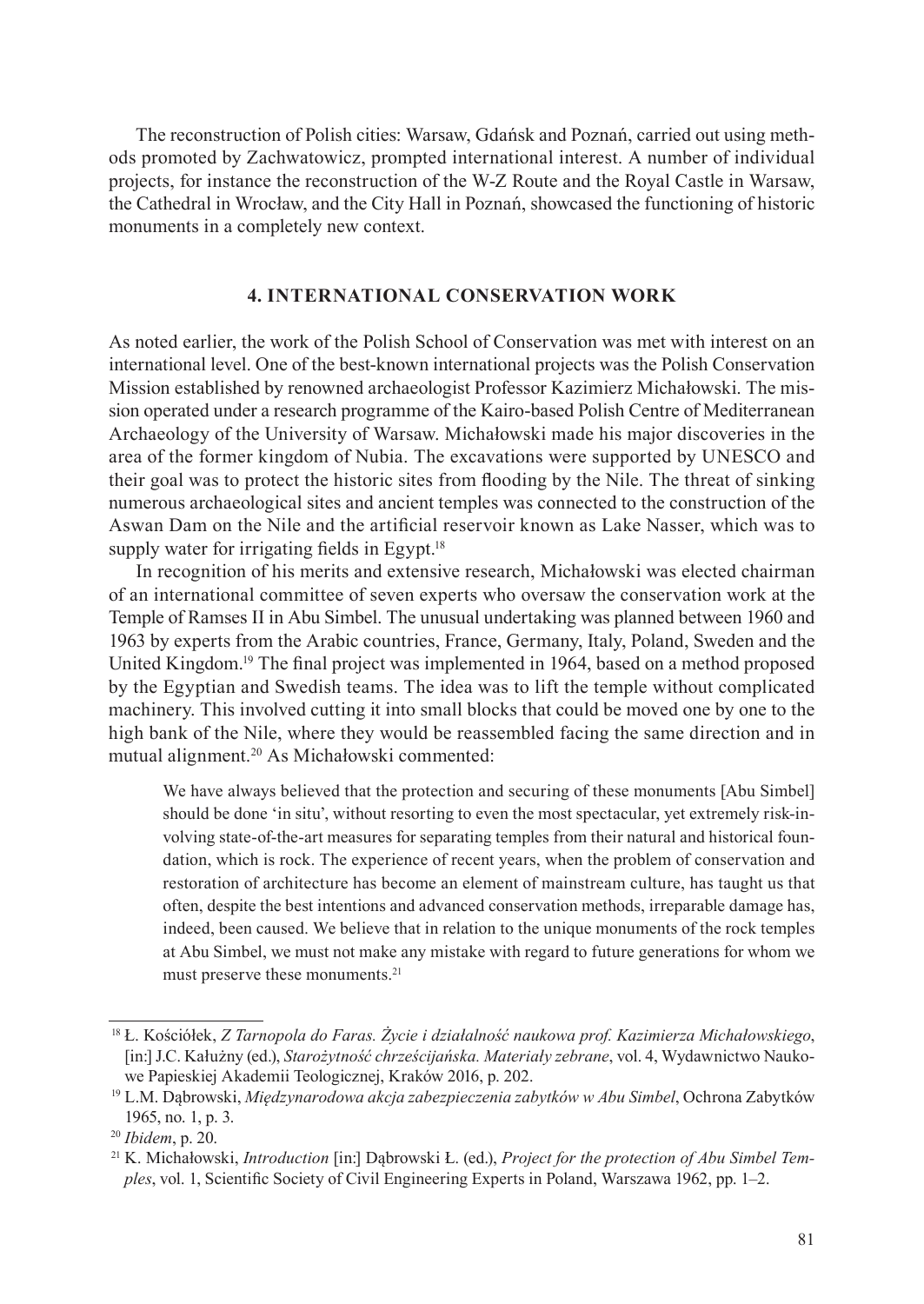The reconstruction of Polish cities: Warsaw, Gdańsk and Poznań, carried out using methods promoted by Zachwatowicz, prompted international interest. A number of individual projects, for instance the reconstruction of the W-Z Route and the Royal Castle in Warsaw, the Cathedral in Wrocław, and the City Hall in Poznań, showcased the functioning of historic monuments in a completely new context.

## 4. INTERNATIONAL CONSERVATION WORK

As noted earlier, the work of the Polish School of Conservation was met with interest on an international level. One of the best-known international projects was the Polish Conservation Mission established by renowned archaeologist Professor Kazimierz Michałowski. The mission operated under a research programme of the Kairo-based Polish Centre of Mediterranean Archaeology of the University of Warsaw. Michałowski made his major discoveries in the area of the former kingdom of Nubia. The excavations were supported by UNESCO and their goal was to protect the historic sites from flooding by the Nile. The threat of sinking numerous archaeological sites and ancient temples was connected to the construction of the Aswan Dam on the Nile and the artificial reservoir known as Lake Nasser, which was to supply water for irrigating fields in Egypt.[18]

In recognition of his merits and extensive research, Michałowski was elected chairman of an international committee of seven experts who oversaw the conservation work at the Temple of Ramses II in Abu Simbel. The unusual undertaking was planned between 1960 and 1963 by experts from the Arabic countries, France, Germany, Italy, Poland, Sweden and the United Kingdom.[19] The final project was implemented in 1964, based on a method proposed by the Egyptian and Swedish teams. The idea was to lift the temple without complicated machinery. This involved cutting it into small blocks that could be moved one by one to the high bank of the Nile, where they would be reassembled facing the same direction and in mutual alignment.[20] As Michałowski commented:

> We have always believed that the protection and securing of these monuments [Abu Simbel] should be done 'in situ', without resorting to even the most spectacular, yet extremely risk-involving state-of-the-art measures for separating temples from their natural and historical foundation, which is rock. The experience of recent years, when the problem of conservation and restoration of architecture has become an element of mainstream culture, has taught us that often, despite the best intentions and advanced conservation methods, irreparable damage has, indeed, been caused. We believe that in relation to the unique monuments of the rock temples at Abu Simbel, we must not make any mistake with regard to future generations for whom we must preserve these monuments.[21]

---

[18] Ł. Kościółek, *Z Tarnopola do Faras. Życie i działalność naukowa prof. Kazimierza Michałowskiego*, [in:] J.C. Kałużny (ed.), *Starożytność chrześcijańska. Materiały zebrane*, vol. 4, Wydawnictwo Naukowe Papieskiej Akademii Teologicznej, Kraków 2016, p. 202.

[19] L.M. Dąbrowski, *Międzynarodowa akcja zabezpieczenia zabytków w Abu Simbel*, Ochrona Zabytków 1965, no. 1, p. 3.

[20] *Ibidem*, p. 20.

[21] K. Michałowski, *Introduction* [in:] Dąbrowski Ł. (ed.), *Project for the protection of Abu Simbel Temples*, vol. 1, Scientific Society of Civil Engineering Experts in Poland, Warszawa 1962, pp. 1–2.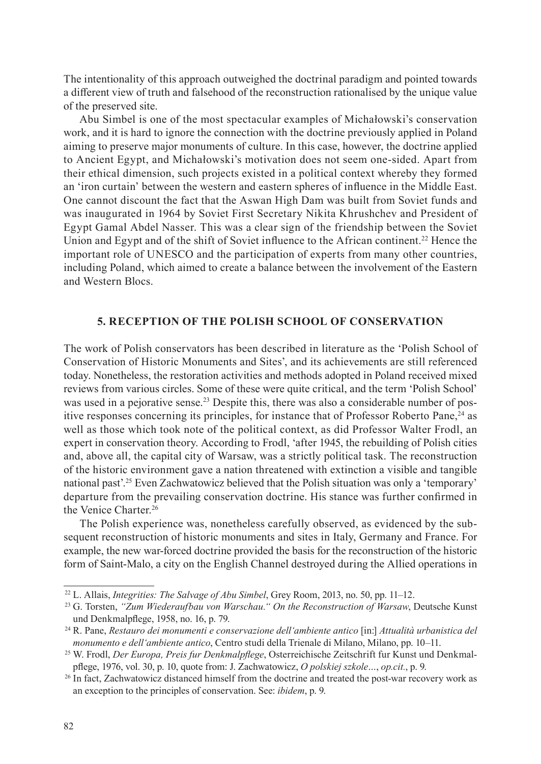The intentionality of this approach outweighed the doctrinal paradigm and pointed towards a different view of truth and falsehood of the reconstruction rationalised by the unique value of the preserved site.

Abu Simbel is one of the most spectacular examples of Michałowski's conservation work, and it is hard to ignore the connection with the doctrine previously applied in Poland aiming to preserve major monuments of culture. In this case, however, the doctrine applied to Ancient Egypt, and Michałowski's motivation does not seem one-sided. Apart from their ethical dimension, such projects existed in a political context whereby they formed an 'iron curtain' between the western and eastern spheres of influence in the Middle East. One cannot discount the fact that the Aswan High Dam was built from Soviet funds and was inaugurated in 1964 by Soviet First Secretary Nikita Khrushchev and President of Egypt Gamal Abdel Nasser. This was a clear sign of the friendship between the Soviet Union and Egypt and of the shift of Soviet influence to the African continent.[22] Hence the important role of UNESCO and the participation of experts from many other countries, including Poland, which aimed to create a balance between the involvement of the Eastern and Western Blocs.

## 5. RECEPTION OF THE POLISH SCHOOL OF CONSERVATION

The work of Polish conservators has been described in literature as the 'Polish School of Conservation of Historic Monuments and Sites', and its achievements are still referenced today. Nonetheless, the restoration activities and methods adopted in Poland received mixed reviews from various circles. Some of these were quite critical, and the term 'Polish School' was used in a pejorative sense.[23] Despite this, there was also a considerable number of positive responses concerning its principles, for instance that of Professor Roberto Pane,[24] as well as those which took note of the political context, as did Professor Walter Frodl, an expert in conservation theory. According to Frodl, 'after 1945, the rebuilding of Polish cities and, above all, the capital city of Warsaw, was a strictly political task. The reconstruction of the historic environment gave a nation threatened with extinction a visible and tangible national past'.[25] Even Zachwatowicz believed that the Polish situation was only a 'temporary' departure from the prevailing conservation doctrine. His stance was further confirmed in the Venice Charter.[26]

The Polish experience was, nonetheless carefully observed, as evidenced by the subsequent reconstruction of historic monuments and sites in Italy, Germany and France. For example, the new war-forced doctrine provided the basis for the reconstruction of the historic form of Saint-Malo, a city on the English Channel destroyed during the Allied operations in

---

[22] L. Allais, *Integrities: The Salvage of Abu Simbel*, Grey Room, 2013, no. 50, pp. 11–12.

[23] G. Torsten, *"Zum Wiederaufbau von Warschau." On the Reconstruction of Warsaw*, Deutsche Kunst und Denkmalpflege, 1958, no. 16, p. 79.

[24] R. Pane, *Restauro dei monumenti e conservazione dell'ambiente antico* [in:] *Attualità urbanistica del monumento e dell'ambiente antico*, Centro studi della Trienale di Milano, Milano, pp. 10–11.

[25] W. Frodl, *Der Europa, Preis fur Denkmalpflege*, Osterreichische Zeitschrift fur Kunst und Denkmalpflege, 1976, vol. 30, p. 10, quote from: J. Zachwatowicz, *O polskiej szkole…*, *op.cit.*, p. 9.

[26] In fact, Zachwatowicz distanced himself from the doctrine and treated the post-war recovery work as an exception to the principles of conservation. See: *ibidem*, p. 9.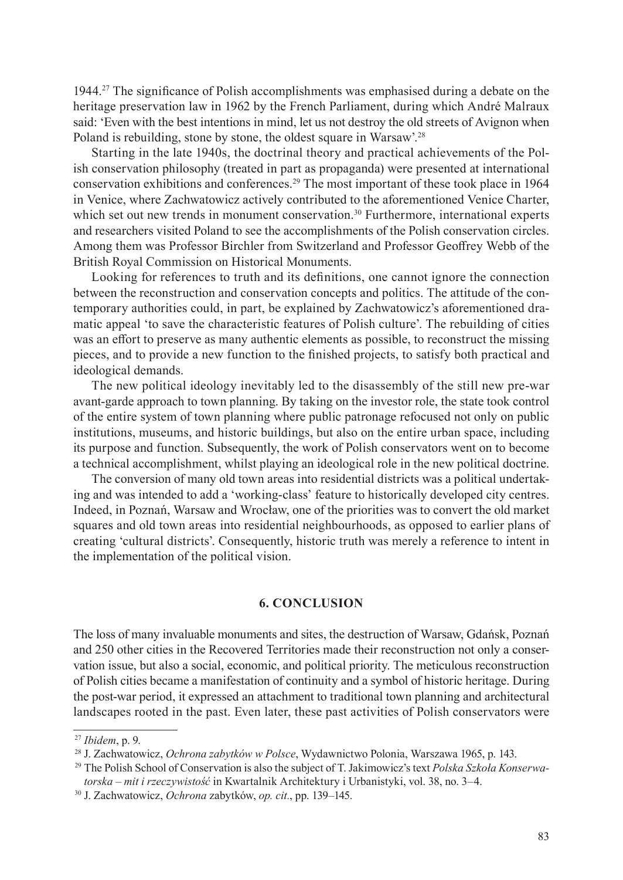1944.[27] The significance of Polish accomplishments was emphasised during a debate on the heritage preservation law in 1962 by the French Parliament, during which André Malraux said: 'Even with the best intentions in mind, let us not destroy the old streets of Avignon when Poland is rebuilding, stone by stone, the oldest square in Warsaw'.[28]

Starting in the late 1940s, the doctrinal theory and practical achievements of the Polish conservation philosophy (treated in part as propaganda) were presented at international conservation exhibitions and conferences.[29] The most important of these took place in 1964 in Venice, where Zachwatowicz actively contributed to the aforementioned Venice Charter, which set out new trends in monument conservation.[30] Furthermore, international experts and researchers visited Poland to see the accomplishments of the Polish conservation circles. Among them was Professor Birchler from Switzerland and Professor Geoffrey Webb of the British Royal Commission on Historical Monuments.

Looking for references to truth and its definitions, one cannot ignore the connection between the reconstruction and conservation concepts and politics. The attitude of the contemporary authorities could, in part, be explained by Zachwatowicz's aforementioned dramatic appeal 'to save the characteristic features of Polish culture'. The rebuilding of cities was an effort to preserve as many authentic elements as possible, to reconstruct the missing pieces, and to provide a new function to the finished projects, to satisfy both practical and ideological demands.

The new political ideology inevitably led to the disassembly of the still new pre-war avant-garde approach to town planning. By taking on the investor role, the state took control of the entire system of town planning where public patronage refocused not only on public institutions, museums, and historic buildings, but also on the entire urban space, including its purpose and function. Subsequently, the work of Polish conservators went on to become a technical accomplishment, whilst playing an ideological role in the new political doctrine.

The conversion of many old town areas into residential districts was a political undertaking and was intended to add a 'working-class' feature to historically developed city centres. Indeed, in Poznań, Warsaw and Wrocław, one of the priorities was to convert the old market squares and old town areas into residential neighbourhoods, as opposed to earlier plans of creating 'cultural districts'. Consequently, historic truth was merely a reference to intent in the implementation of the political vision.

## 6. CONCLUSION

The loss of many invaluable monuments and sites, the destruction of Warsaw, Gdańsk, Poznań and 250 other cities in the Recovered Territories made their reconstruction not only a conservation issue, but also a social, economic, and political priority. The meticulous reconstruction of Polish cities became a manifestation of continuity and a symbol of historic heritage. During the post-war period, it expressed an attachment to traditional town planning and architectural landscapes rooted in the past. Even later, these past activities of Polish conservators were

---

[27] *Ibidem*, p. 9.

[28] J. Zachwatowicz, *Ochrona zabytków w Polsce*, Wydawnictwo Polonia, Warszawa 1965, p. 143.

[29] The Polish School of Conservation is also the subject of T. Jakimowicz's text *Polska Szkoła Konserwatorska – mit i rzeczywistość* in Kwartalnik Architektury i Urbanistyki, vol. 38, no. 3–4.

[30] J. Zachwatowicz, *Ochrona* zabytków, *op. cit*., pp. 139–145.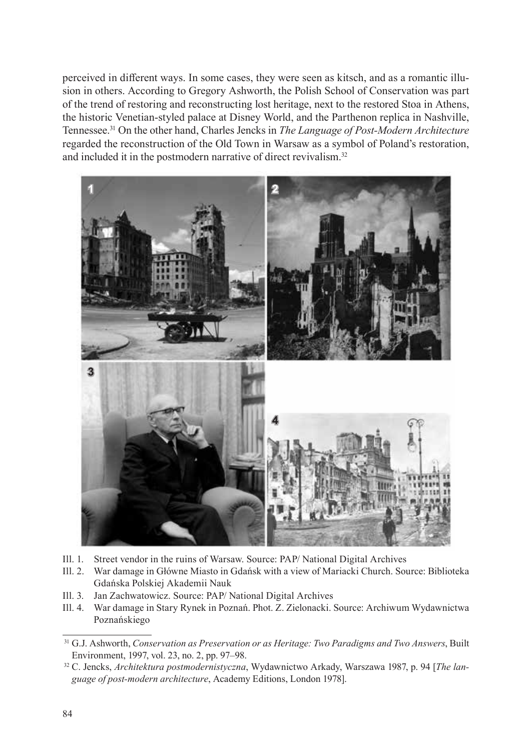perceived in different ways. In some cases, they were seen as kitsch, and as a romantic illusion in others. According to Gregory Ashworth, the Polish School of Conservation was part of the trend of restoring and reconstructing lost heritage, next to the restored Stoa in Athens, the historic Venetian-styled palace at Disney World, and the Parthenon replica in Nashville, Tennessee.[31] On the other hand, Charles Jencks in *The Language of Post-Modern Architecture* regarded the reconstruction of the Old Town in Warsaw as a symbol of Poland's restoration, and included it in the postmodern narrative of direct revivalism.[32]

Ill. 1. Street vendor in the ruins of Warsaw. Source: PAP/ National Digital Archives

Ill. 2. War damage in Główne Miasto in Gdańsk with a view of Mariacki Church. Source: Biblioteka Gdańska Polskiej Akademii Nauk

Ill. 3. Jan Zachwatowicz. Source: PAP/ National Digital Archives

Ill. 4. War damage in Stary Rynek in Poznań. Phot. Z. Zielonacki. Source: Archiwum Wydawnictwa Poznańskiego

---

[31] G.J. Ashworth, *Conservation as Preservation or as Heritage: Two Paradigms and Two Answers*, Built Environment, 1997, vol. 23, no. 2, pp. 97–98.

[32] C. Jencks, *Architektura postmodernistyczna*, Wydawnictwo Arkady, Warszawa 1987, p. 94 [*The language of post-modern architecture*, Academy Editions, London 1978].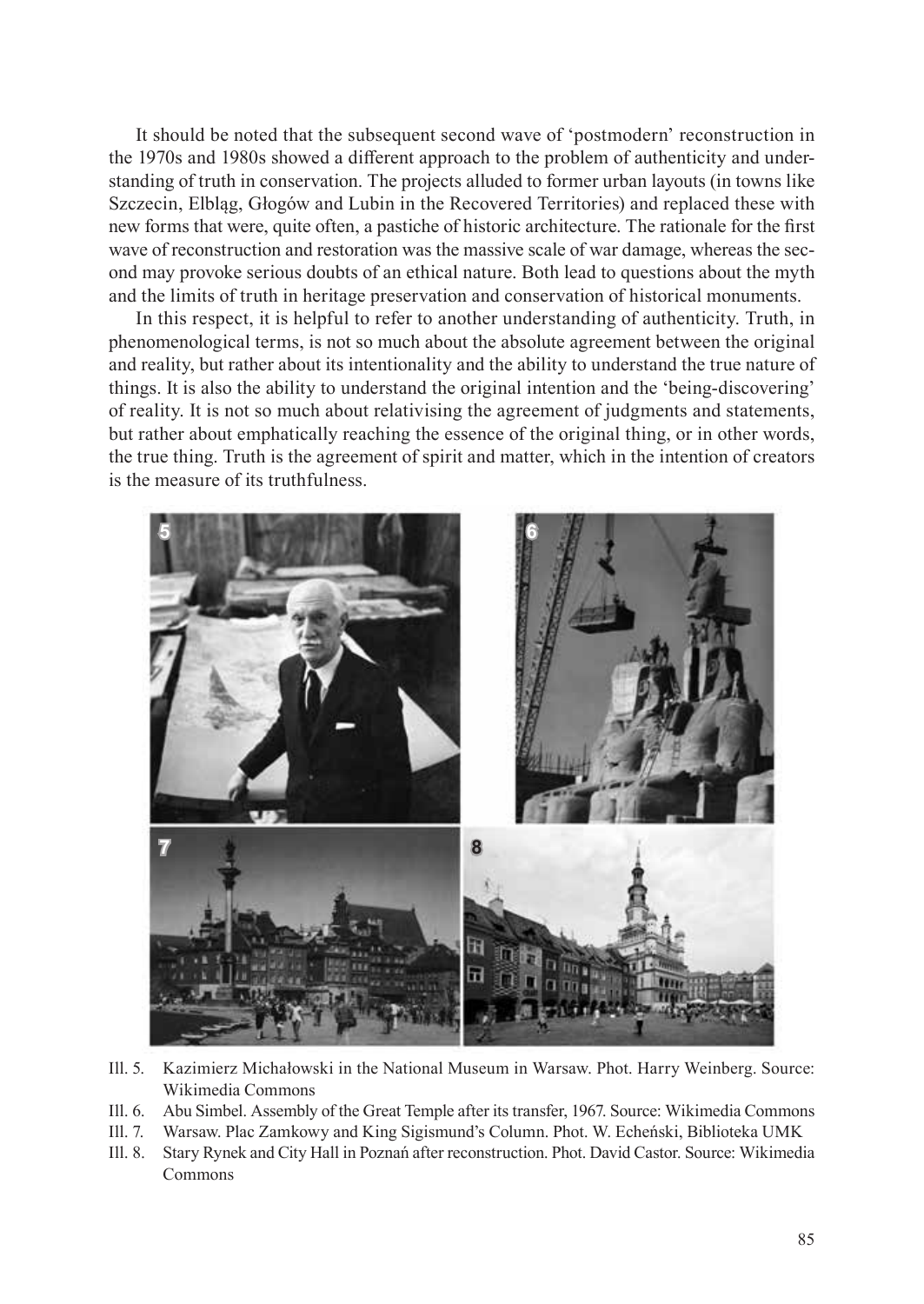It should be noted that the subsequent second wave of 'postmodern' reconstruction in the 1970s and 1980s showed a different approach to the problem of authenticity and understanding of truth in conservation. The projects alluded to former urban layouts (in towns like Szczecin, Elbląg, Głogów and Lubin in the Recovered Territories) and replaced these with new forms that were, quite often, a pastiche of historic architecture. The rationale for the first wave of reconstruction and restoration was the massive scale of war damage, whereas the second may provoke serious doubts of an ethical nature. Both lead to questions about the myth and the limits of truth in heritage preservation and conservation of historical monuments.

In this respect, it is helpful to refer to another understanding of authenticity. Truth, in phenomenological terms, is not so much about the absolute agreement between the original and reality, but rather about its intentionality and the ability to understand the true nature of things. It is also the ability to understand the original intention and the 'being-discovering' of reality. It is not so much about relativising the agreement of judgments and statements, but rather about emphatically reaching the essence of the original thing, or in other words, the true thing. Truth is the agreement of spirit and matter, which in the intention of creators is the measure of its truthfulness.

Ill. 5. Kazimierz Michałowski in the National Museum in Warsaw. Phot. Harry Weinberg. Source: Wikimedia Commons

Ill. 6. Abu Simbel. Assembly of the Great Temple after its transfer, 1967. Source: Wikimedia Commons

Ill. 7. Warsaw. Plac Zamkowy and King Sigismund's Column. Phot. W. Echeński, Biblioteka UMK

Ill. 8. Stary Rynek and City Hall in Poznań after reconstruction. Phot. David Castor. Source: Wikimedia Commons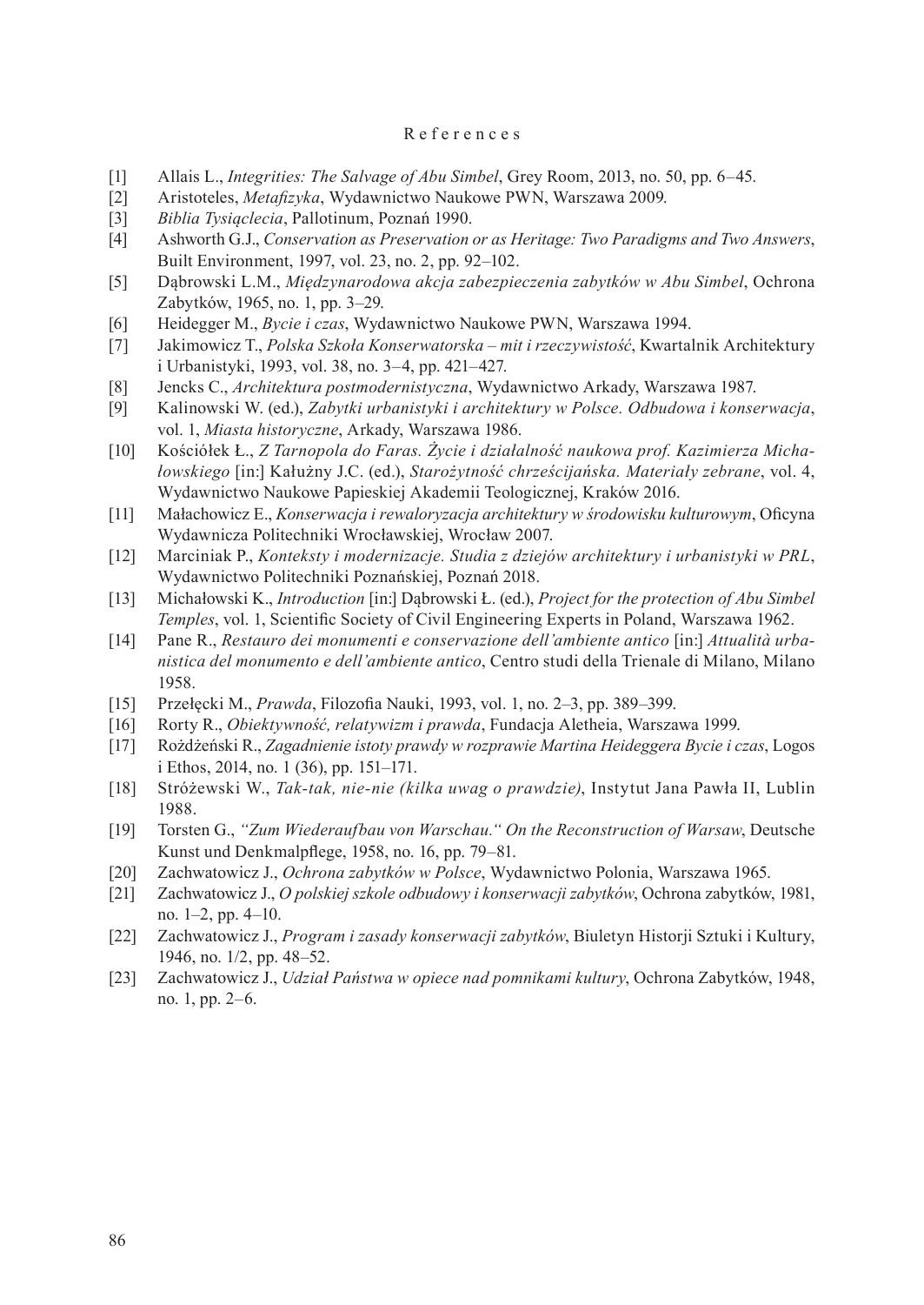# References

[1] Allais L., *Integrities: The Salvage of Abu Simbel*, Grey Room, 2013, no. 50, pp. 6–45.

[2] Aristoteles, *Metafizyka*, Wydawnictwo Naukowe PWN, Warszawa 2009.

[3] *Biblia Tysiąclecia*, Pallotinum, Poznań 1990.

[4] Ashworth G.J., *Conservation as Preservation or as Heritage: Two Paradigms and Two Answers*, Built Environment, 1997, vol. 23, no. 2, pp. 92–102.

[5] Dąbrowski L.M., *Międzynarodowa akcja zabezpieczenia zabytków w Abu Simbel*, Ochrona Zabytków, 1965, no. 1, pp. 3–29.

[6] Heidegger M., *Bycie i czas*, Wydawnictwo Naukowe PWN, Warszawa 1994.

[7] Jakimowicz T., *Polska Szkoła Konserwatorska – mit i rzeczywistość*, Kwartalnik Architektury i Urbanistyki, 1993, vol. 38, no. 3–4, pp. 421–427.

[8] Jencks C., *Architektura postmodernistyczna*, Wydawnictwo Arkady, Warszawa 1987.

[9] Kalinowski W. (ed.), *Zabytki urbanistyki i architektury w Polsce. Odbudowa i konserwacja*, vol. 1, *Miasta historyczne*, Arkady, Warszawa 1986.

[10] Kościółek Ł., *Z Tarnopola do Faras. Życie i działalność naukowa prof. Kazimierza Michałowskiego* [in:] Kałużny J.C. (ed.), *Starożytność chrześcijańska. Materiały zebrane*, vol. 4, Wydawnictwo Naukowe Papieskiej Akademii Teologicznej, Kraków 2016.

[11] Małachowicz E., *Konserwacja i rewaloryzacja architektury w środowisku kulturowym*, Oficyna Wydawnicza Politechniki Wrocławskiej, Wrocław 2007.

[12] Marciniak P., *Konteksty i modernizacje. Studia z dziejów architektury i urbanistyki w PRL*, Wydawnictwo Politechniki Poznańskiej, Poznań 2018.

[13] Michałowski K., *Introduction* [in:] Dąbrowski Ł. (ed.), *Project for the protection of Abu Simbel Temples*, vol. 1, Scientific Society of Civil Engineering Experts in Poland, Warszawa 1962.

[14] Pane R., *Restauro dei monumenti e conservazione dell'ambiente antico* [in:] *Attualità urbanistica del monumento e dell'ambiente antico*, Centro studi della Trienale di Milano, Milano 1958.

[15] Przełęcki M., *Prawda*, Filozofia Nauki, 1993, vol. 1, no. 2–3, pp. 389–399.

[16] Rorty R., *Obiektywność, relatywizm i prawda*, Fundacja Aletheia, Warszawa 1999.

[17] Rożdżeński R., *Zagadnienie istoty prawdy w rozprawie Martina Heideggera Bycie i czas*, Logos i Ethos, 2014, no. 1 (36), pp. 151–171.

[18] Stróżewski W., *Tak-tak, nie-nie (kilka uwag o prawdzie)*, Instytut Jana Pawła II, Lublin 1988.

[19] Torsten G., *"Zum Wiederaufbau von Warschau." On the Reconstruction of Warsaw*, Deutsche Kunst und Denkmalpflege, 1958, no. 16, pp. 79–81.

[20] Zachwatowicz J., *Ochrona zabytków w Polsce*, Wydawnictwo Polonia, Warszawa 1965.

[21] Zachwatowicz J., *O polskiej szkole odbudowy i konserwacji zabytków*, Ochrona zabytków, 1981, no. 1–2, pp. 4–10.

[22] Zachwatowicz J., *Program i zasady konserwacji zabytków*, Biuletyn Historji Sztuki i Kultury, 1946, no. 1/2, pp. 48–52.

[23] Zachwatowicz J., *Udział Państwa w opiece nad pomnikami kultury*, Ochrona Zabytków, 1948, no. 1, pp. 2–6.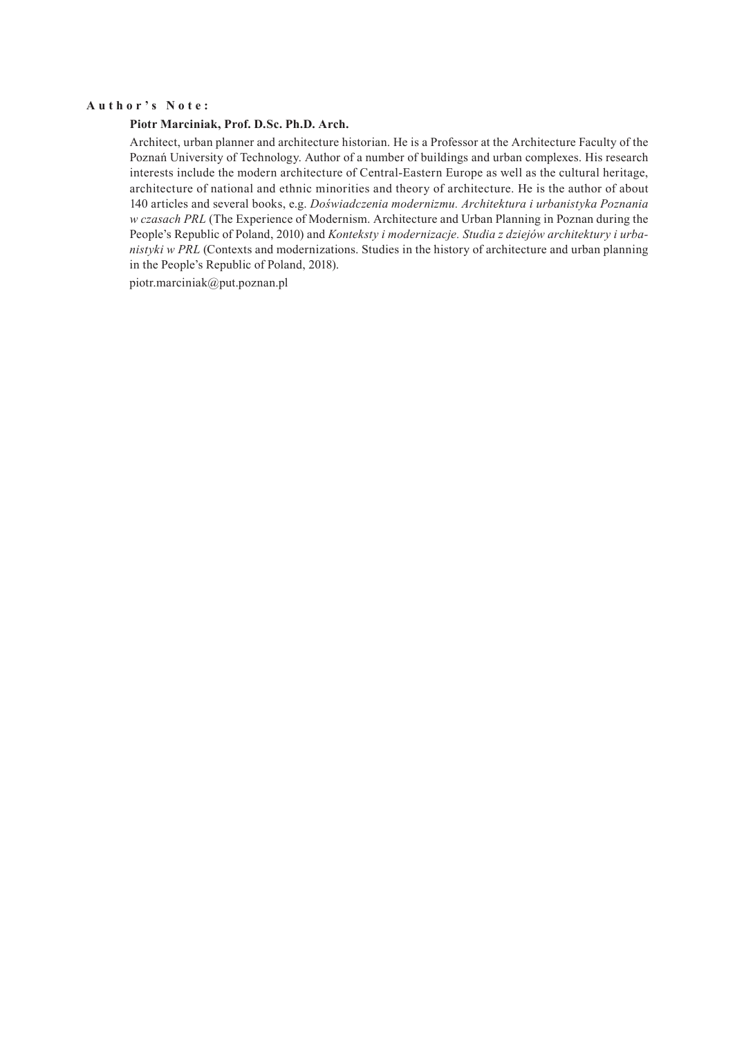**Author's Note:**

**Piotr Marciniak, Prof. D.Sc. Ph.D. Arch.**

Architect, urban planner and architecture historian. He is a Professor at the Architecture Faculty of the Poznań University of Technology. Author of a number of buildings and urban complexes. His research interests include the modern architecture of Central-Eastern Europe as well as the cultural heritage, architecture of national and ethnic minorities and theory of architecture. He is the author of about 140 articles and several books, e.g. *Doświadczenia modernizmu. Architektura i urbanistyka Poznania w czasach PRL* (The Experience of Modernism. Architecture and Urban Planning in Poznan during the People's Republic of Poland, 2010) and *Konteksty i modernizacje. Studia z dziejów architektury i urbanistyki w PRL* (Contexts and modernizations. Studies in the history of architecture and urban planning in the People's Republic of Poland, 2018).

piotr.marciniak@put.poznan.pl